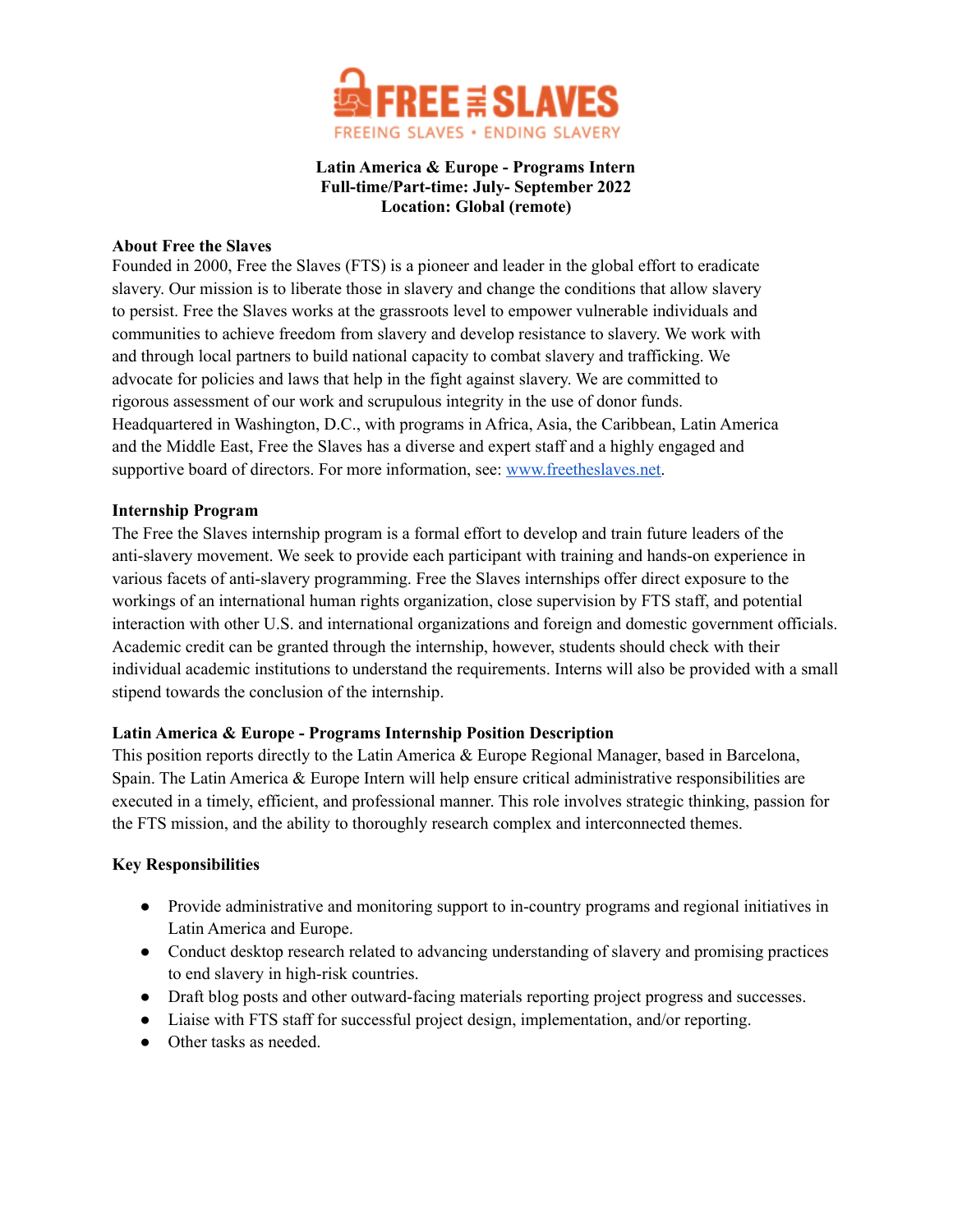FREE THE SLAVES
FREEING SLAVES • ENDING SLAVERY

**Latin America & Europe - Programs Intern**
**Full-time/Part-time: July- September 2022**
**Location: Global (remote)**

**About Free the Slaves**

Founded in 2000, Free the Slaves (FTS) is a pioneer and leader in the global effort to eradicate slavery. Our mission is to liberate those in slavery and change the conditions that allow slavery to persist. Free the Slaves works at the grassroots level to empower vulnerable individuals and communities to achieve freedom from slavery and develop resistance to slavery. We work with and through local partners to build national capacity to combat slavery and trafficking. We advocate for policies and laws that help in the fight against slavery. We are committed to rigorous assessment of our work and scrupulous integrity in the use of donor funds. Headquartered in Washington, D.C., with programs in Africa, Asia, the Caribbean, Latin America and the Middle East, Free the Slaves has a diverse and expert staff and a highly engaged and supportive board of directors. For more information, see: [www.freetheslaves.net](www.freetheslaves.net).

**Internship Program**

The Free the Slaves internship program is a formal effort to develop and train future leaders of the anti-slavery movement. We seek to provide each participant with training and hands-on experience in various facets of anti-slavery programming. Free the Slaves internships offer direct exposure to the workings of an international human rights organization, close supervision by FTS staff, and potential interaction with other U.S. and international organizations and foreign and domestic government officials. Academic credit can be granted through the internship, however, students should check with their individual academic institutions to understand the requirements. Interns will also be provided with a small stipend towards the conclusion of the internship.

**Latin America & Europe - Programs Internship Position Description**

This position reports directly to the Latin America & Europe Regional Manager, based in Barcelona, Spain. The Latin America & Europe Intern will help ensure critical administrative responsibilities are executed in a timely, efficient, and professional manner. This role involves strategic thinking, passion for the FTS mission, and the ability to thoroughly research complex and interconnected themes.

**Key Responsibilities**

- Provide administrative and monitoring support to in-country programs and regional initiatives in Latin America and Europe.
- Conduct desktop research related to advancing understanding of slavery and promising practices to end slavery in high-risk countries.
- Draft blog posts and other outward-facing materials reporting project progress and successes.
- Liaise with FTS staff for successful project design, implementation, and/or reporting.
- Other tasks as needed.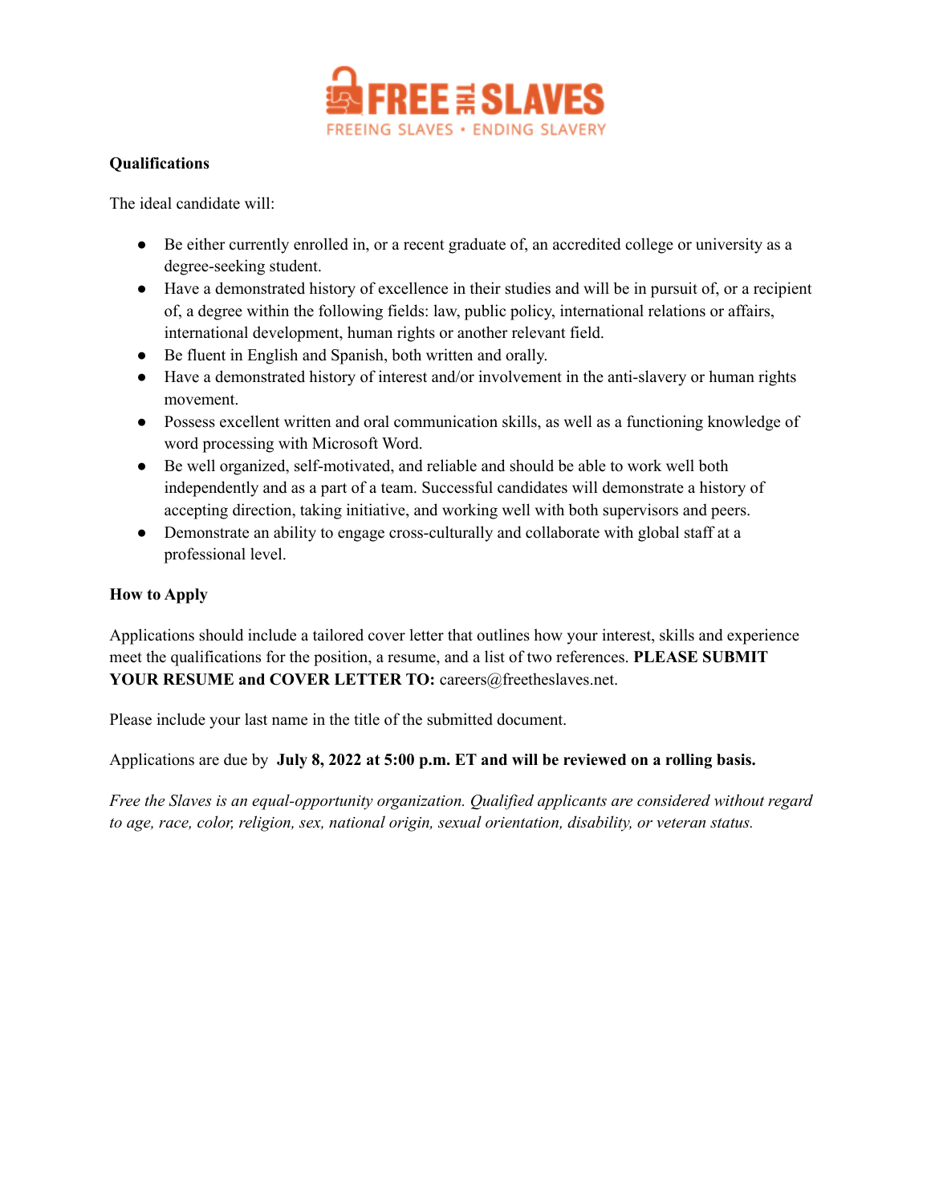**Qualifications**

The ideal candidate will:

- Be either currently enrolled in, or a recent graduate of, an accredited college or university as a degree-seeking student.
- Have a demonstrated history of excellence in their studies and will be in pursuit of, or a recipient of, a degree within the following fields: law, public policy, international relations or affairs, international development, human rights or another relevant field.
- Be fluent in English and Spanish, both written and orally.
- Have a demonstrated history of interest and/or involvement in the anti-slavery or human rights movement.
- Possess excellent written and oral communication skills, as well as a functioning knowledge of word processing with Microsoft Word.
- Be well organized, self-motivated, and reliable and should be able to work well both independently and as a part of a team. Successful candidates will demonstrate a history of accepting direction, taking initiative, and working well with both supervisors and peers.
- Demonstrate an ability to engage cross-culturally and collaborate with global staff at a professional level.

**How to Apply**

Applications should include a tailored cover letter that outlines how your interest, skills and experience meet the qualifications for the position, a resume, and a list of two references. **PLEASE SUBMIT YOUR RESUME and COVER LETTER TO:** careers@freetheslaves.net.

Please include your last name in the title of the submitted document.

Applications are due by **July 8, 2022 at 5:00 p.m. ET and will be reviewed on a rolling basis.**

*Free the Slaves is an equal-opportunity organization. Qualified applicants are considered without regard to age, race, color, religion, sex, national origin, sexual orientation, disability, or veteran status.*